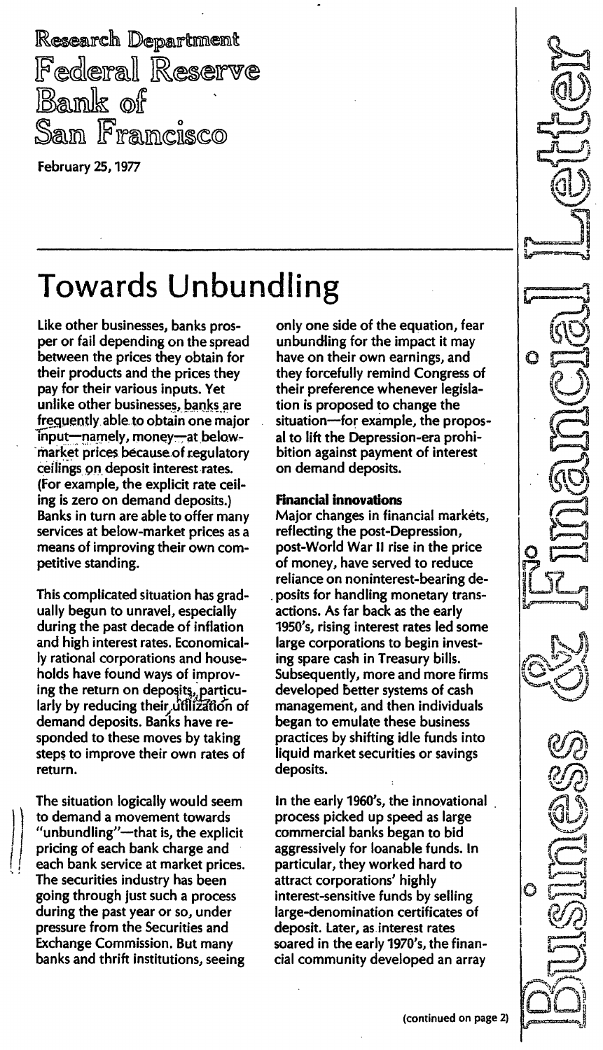Research Department
Federal Reserve Bank of San Francisco

February 25, 1977

Business & Financial Letter

# Towards Unbundling

Like other businesses, banks prosper or fail depending on the spread between the prices they obtain for their products and the prices they pay for their various inputs. Yet unlike other businesses, banks are frequently able to obtain one major input—namely, money—at below-market prices because of regulatory ceilings on deposit interest rates. (For example, the explicit rate ceiling is zero on demand deposits.) Banks in turn are able to offer many services at below-market prices as a means of improving their own competitive standing.

This complicated situation has gradually begun to unravel, especially during the past decade of inflation and high interest rates. Economically rational corporations and households have found ways of improving the return on deposits, particularly by reducing their utilization of demand deposits. Banks have responded to these moves by taking steps to improve their own rates of return.

The situation logically would seem to demand a movement towards "unbundling"—that is, the explicit pricing of each bank charge and each bank service at market prices. The securities industry has been going through just such a process during the past year or so, under pressure from the Securities and Exchange Commission. But many banks and thrift institutions, seeing only one side of the equation, fear unbundling for the impact it may have on their own earnings, and they forcefully remind Congress of their preference whenever legislation is proposed to change the situation—for example, the proposal to lift the Depression-era prohibition against payment of interest on demand deposits.

**Financial innovations**

Major changes in financial markets, reflecting the post-Depression, post-World War II rise in the price of money, have served to reduce reliance on noninterest-bearing deposits for handling monetary transactions. As far back as the early 1950's, rising interest rates led some large corporations to begin investing spare cash in Treasury bills. Subsequently, more and more firms developed better systems of cash management, and then individuals began to emulate these business practices by shifting idle funds into liquid market securities or savings deposits.

In the early 1960's, the innovational process picked up speed as large commercial banks began to bid aggressively for loanable funds. In particular, they worked hard to attract corporations' highly interest-sensitive funds by selling large-denomination certificates of deposit. Later, as interest rates soared in the early 1970's, the financial community developed an array

(continued on page 2)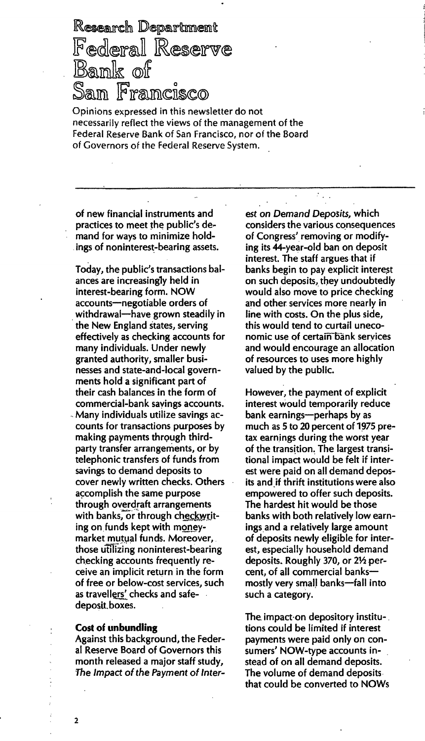# Research Department
# Federal Reserve Bank of San Francisco

Opinions expressed in this newsletter do not necessarily reflect the views of the management of the Federal Reserve Bank of San Francisco, nor of the Board of Governors of the Federal Reserve System.

---

of new financial instruments and practices to meet the public's demand for ways to minimize holdings of noninterest-bearing assets.

Today, the public's transactions balances are increasingly held in interest-bearing form. NOW accounts—negotiable orders of withdrawal—have grown steadily in the New England states, serving effectively as checking accounts for many individuals. Under newly granted authority, smaller businesses and state-and-local governments hold a significant part of their cash balances in the form of commercial-bank savings accounts. Many individuals utilize savings accounts for transactions purposes by making payments through third-party transfer arrangements, or by telephonic transfers of funds from savings to demand deposits to cover newly written checks. Others accomplish the same purpose through overdraft arrangements with banks, or through checkwriting on funds kept with money-market mutual funds. Moreover, those utilizing noninterest-bearing checking accounts frequently receive an implicit return in the form of free or below-cost services, such as travellers' checks and safe-deposit boxes.

**Cost of unbundling**

Against this background, the Federal Reserve Board of Governors this month released a major staff study, *The Impact of the Payment of Interest on Demand Deposits*, which considers the various consequences of Congress' removing or modifying its 44-year-old ban on deposit interest. The staff argues that if banks begin to pay explicit interest on such deposits, they undoubtedly would also move to price checking and other services more nearly in line with costs. On the plus side, this would tend to curtail uneconomic use of certain bank services and would encourage an allocation of resources to uses more highly valued by the public.

However, the payment of explicit interest would temporarily reduce bank earnings—perhaps by as much as 5 to 20 percent of 1975 pretax earnings during the worst year of the transition. The largest transitional impact would be felt if interest were paid on all demand deposits and if thrift institutions were also empowered to offer such deposits. The hardest hit would be those banks with both relatively low earnings and a relatively large amount of deposits newly eligible for interest, especially household demand deposits. Roughly 370, or 2½ percent, of all commercial banks—mostly very small banks—fall into such a category.

The impact on depository institutions could be limited if interest payments were paid only on consumers' NOW-type accounts instead of on all demand deposits. The volume of demand deposits that could be converted to NOWs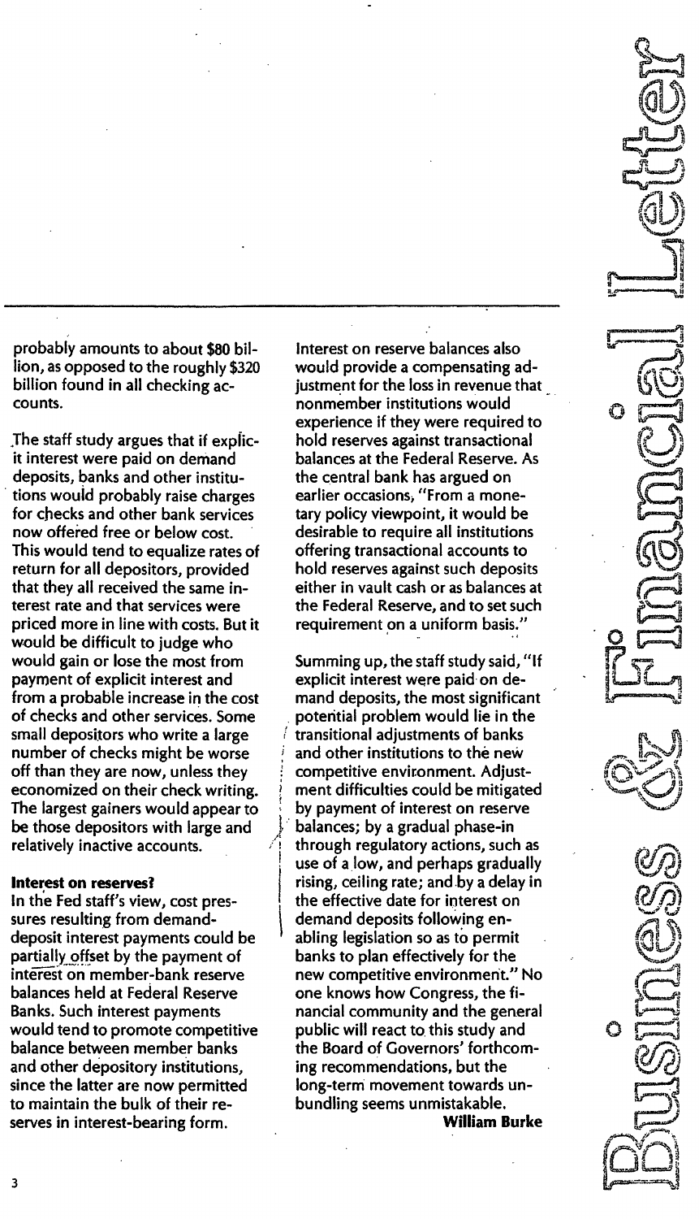probably amounts to about $80 billion, as opposed to the roughly $320 billion found in all checking accounts.

The staff study argues that if explicit interest were paid on demand deposits, banks and other institutions would probably raise charges for checks and other bank services now offered free or below cost. This would tend to equalize rates of return for all depositors, provided that they all received the same interest rate and that services were priced more in line with costs. But it would be difficult to judge who would gain or lose the most from payment of explicit interest and from a probable increase in the cost of checks and other services. Some small depositors who write a large number of checks might be worse off than they are now, unless they economized on their check writing. The largest gainers would appear to be those depositors with large and relatively inactive accounts.

**Interest on reserves?**

In the Fed staff's view, cost pressures resulting from demand-deposit interest payments could be partially offset by the payment of interest on member-bank reserve balances held at Federal Reserve Banks. Such interest payments would tend to promote competitive balance between member banks and other depository institutions, since the latter are now permitted to maintain the bulk of their reserves in interest-bearing form.

Interest on reserve balances also would provide a compensating adjustment for the loss in revenue that nonmember institutions would experience if they were required to hold reserves against transactional balances at the Federal Reserve. As the central bank has argued on earlier occasions, "From a monetary policy viewpoint, it would be desirable to require all institutions offering transactional accounts to hold reserves against such deposits either in vault cash or as balances at the Federal Reserve, and to set such requirement on a uniform basis."

Summing up, the staff study said, "If explicit interest were paid on demand deposits, the most significant potential problem would lie in the transitional adjustments of banks and other institutions to the new competitive environment. Adjustment difficulties could be mitigated by payment of interest on reserve balances; by a gradual phase-in through regulatory actions, such as use of a low, and perhaps gradually rising, ceiling rate; and by a delay in the effective date for interest on demand deposits following enabling legislation so as to permit banks to plan effectively for the new competitive environment." No one knows how Congress, the financial community and the general public will react to this study and the Board of Governors' forthcoming recommendations, but the long-term movement towards unbundling seems unmistakable.

**William Burke**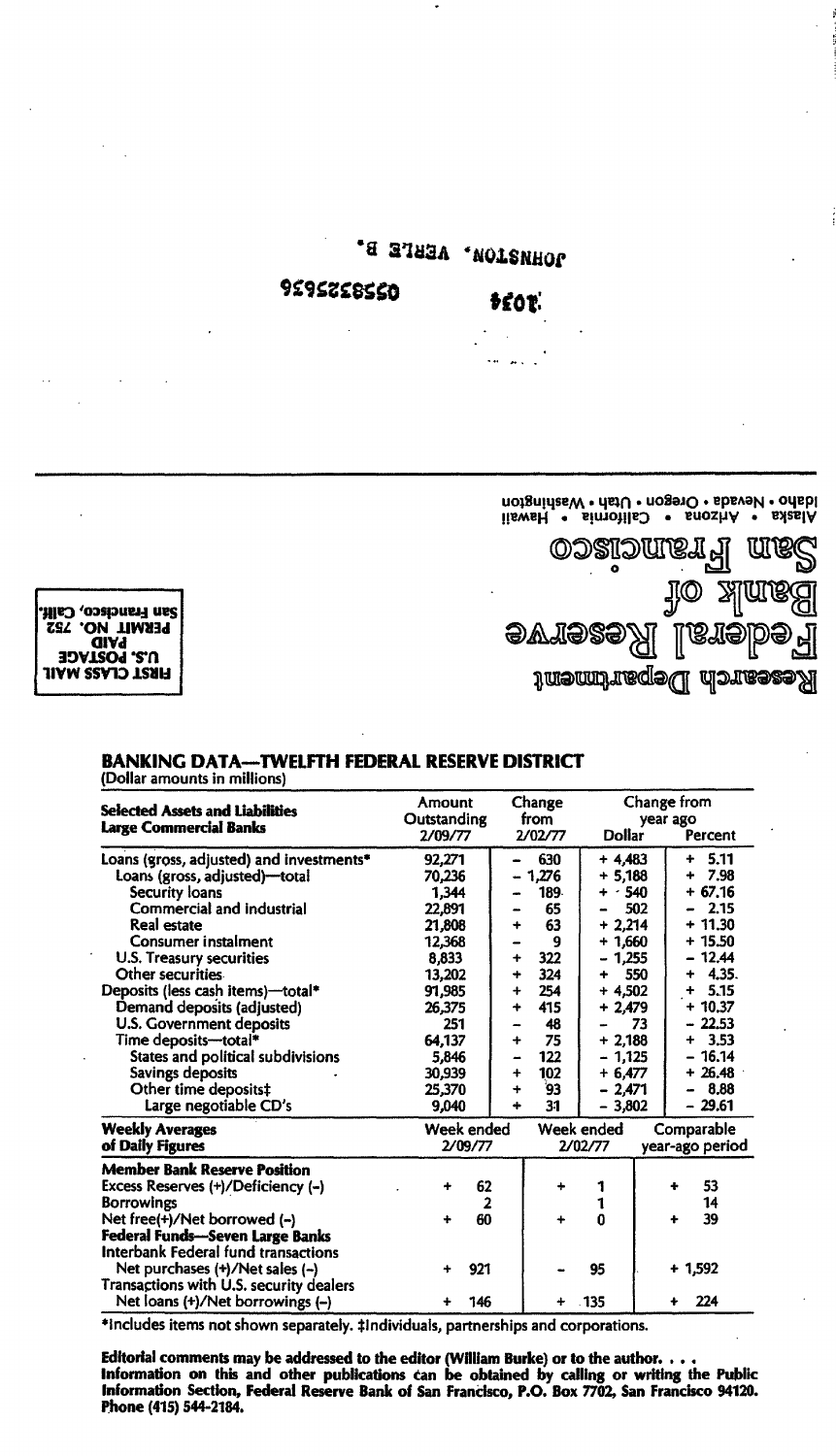JOHNSTON, VERLE B.

0525235236 1034

Research Department

Federal Reserve Bank of San Francisco

Alaska • Arizona • California • Hawaii
Idaho • Nevada • Oregon • Utah • Washington

FIRST CLASS MAIL
U.S. POSTAGE
PAID
PERMIT NO. 752
San Francisco, Calif.

## BANKING DATA—TWELFTH FEDERAL RESERVE DISTRICT

(Dollar amounts in millions)

| Selected Assets and Liabilities Large Commercial Banks | Amount Outstanding 2/09/77 | Change from 2/02/77 | Change from year ago | |
|---|---|---|---|---|
| | | | Dollar | Percent |
| Loans (gross, adjusted) and investments* | 92,271 | - 630 | + 4,483 | + 5.11 |
| Loans (gross, adjusted)—total | 70,236 | - 1,276 | + 5,188 | + 7.98 |
| Security loans | 1,344 | - 189 | + 540 | + 67.16 |
| Commercial and industrial | 22,891 | - 65 | - 502 | - 2.15 |
| Real estate | 21,808 | + 63 | + 2,214 | + 11.30 |
| Consumer instalment | 12,368 | - 9 | + 1,660 | + 15.50 |
| U.S. Treasury securities | 8,833 | + 322 | - 1,255 | - 12.44 |
| Other securities | 13,202 | + 324 | + 550 | + 4.35 |
| Deposits (less cash items)—total* | 91,985 | + 254 | + 4,502 | + 5.15 |
| Demand deposits (adjusted) | 26,375 | + 415 | + 2,479 | + 10.37 |
| U.S. Government deposits | 251 | - 48 | - 73 | - 22.53 |
| Time deposits—total* | 64,137 | + 75 | + 2,188 | + 3.53 |
| States and political subdivisions | 5,846 | - 122 | - 1,125 | - 16.14 |
| Savings deposits | 30,939 | + 102 | + 6,477 | + 26.48 |
| Other time deposits‡ | 25,370 | + 93 | - 2,471 | - 8.88 |
| Large negotiable CD's | 9,040 | + 31 | - 3,802 | - 29.61 |

| Weekly Averages of Daily Figures | Week ended 2/09/77 | Week ended 2/02/77 | Comparable year-ago period |
|---|---|---|---|
| **Member Bank Reserve Position** | | | |
| Excess Reserves (+)/Deficiency (-) | + 62 | + 1 | + 53 |
| Borrowings | 2 | 1 | 14 |
| Net free(+)/Net borrowed (-) | + 60 | + 0 | + 39 |
| **Federal Funds—Seven Large Banks** | | | |
| Interbank Federal fund transactions | | | |
| Net purchases (+)/Net sales (-) | + 921 | - 95 | + 1,592 |
| Transactions with U.S. security dealers | | | |
| Net loans (+)/Net borrowings (-) | + 146 | + 135 | + 224 |

*Includes items not shown separately. ‡Individuals, partnerships and corporations.

**Editorial comments may be addressed to the editor (William Burke) or to the author. . . . Information on this and other publications can be obtained by calling or writing the Public Information Section, Federal Reserve Bank of San Francisco, P.O. Box 7702, San Francisco 94120. Phone (415) 544-2184.**